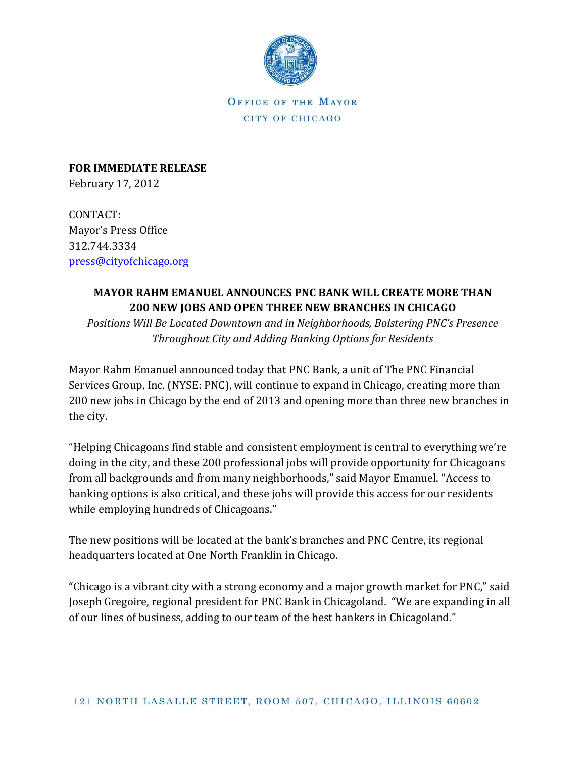OFFICE OF THE MAYOR

CITY OF CHICAGO

**FOR IMMEDIATE RELEASE**
February 17, 2012

CONTACT:
Mayor's Press Office
312.744.3334
press@cityofchicago.org

**MAYOR RAHM EMANUEL ANNOUNCES PNC BANK WILL CREATE MORE THAN 200 NEW JOBS AND OPEN THREE NEW BRANCHES IN CHICAGO**

*Positions Will Be Located Downtown and in Neighborhoods, Bolstering PNC's Presence Throughout City and Adding Banking Options for Residents*

Mayor Rahm Emanuel announced today that PNC Bank, a unit of The PNC Financial Services Group, Inc. (NYSE: PNC), will continue to expand in Chicago, creating more than 200 new jobs in Chicago by the end of 2013 and opening more than three new branches in the city.

"Helping Chicagoans find stable and consistent employment is central to everything we're doing in the city, and these 200 professional jobs will provide opportunity for Chicagoans from all backgrounds and from many neighborhoods," said Mayor Emanuel. "Access to banking options is also critical, and these jobs will provide this access for our residents while employing hundreds of Chicagoans."

The new positions will be located at the bank's branches and PNC Centre, its regional headquarters located at One North Franklin in Chicago.

"Chicago is a vibrant city with a strong economy and a major growth market for PNC," said Joseph Gregoire, regional president for PNC Bank in Chicagoland. "We are expanding in all of our lines of business, adding to our team of the best bankers in Chicagoland."

121 NORTH LASALLE STREET, ROOM 507, CHICAGO, ILLINOIS 60602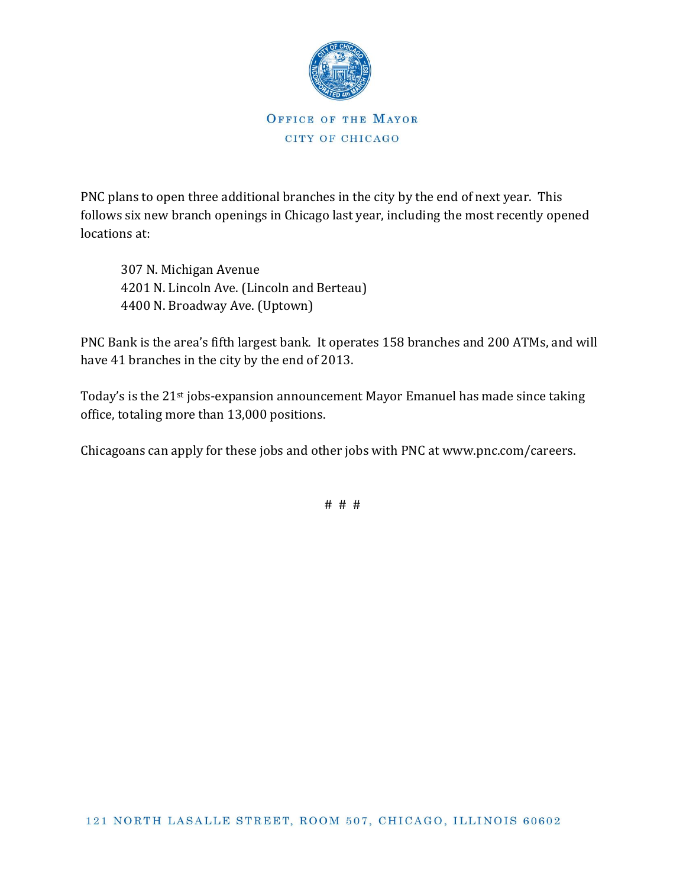OFFICE OF THE MAYOR

CITY OF CHICAGO

PNC plans to open three additional branches in the city by the end of next year. This follows six new branch openings in Chicago last year, including the most recently opened locations at:

307 N. Michigan Avenue
4201 N. Lincoln Ave. (Lincoln and Berteau)
4400 N. Broadway Ave. (Uptown)

PNC Bank is the area's fifth largest bank. It operates 158 branches and 200 ATMs, and will have 41 branches in the city by the end of 2013.

Today's is the 21st jobs-expansion announcement Mayor Emanuel has made since taking office, totaling more than 13,000 positions.

Chicagoans can apply for these jobs and other jobs with PNC at www.pnc.com/careers.

# # #

121 NORTH LASALLE STREET, ROOM 507, CHICAGO, ILLINOIS 60602